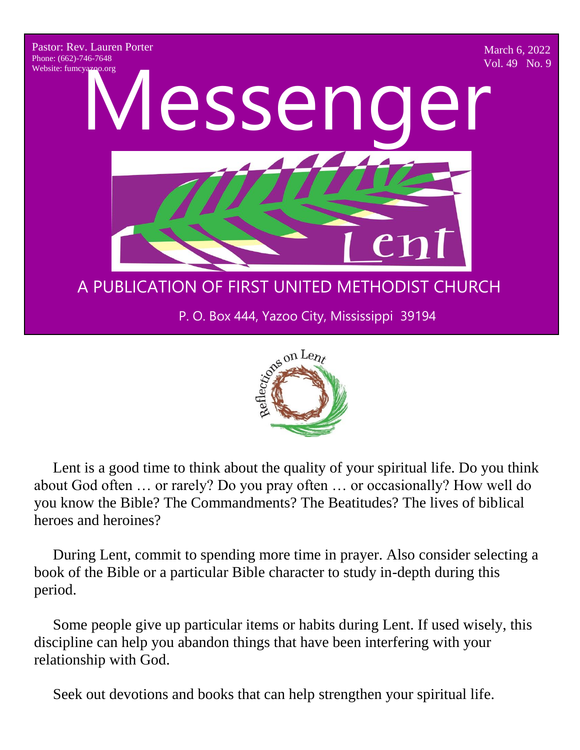Pastor: Rev. Lauren Porter
Phone: (662)-746-7648
Website: fumcyazoo.org

March 6, 2022
Vol. 49 No. 9

# Messenger

Lent

A PUBLICATION OF FIRST UNITED METHODIST CHURCH

P. O. Box 444, Yazoo City, Mississippi 39194

## Reflections on Lent

Lent is a good time to think about the quality of your spiritual life. Do you think about God often … or rarely? Do you pray often … or occasionally? How well do you know the Bible? The Commandments? The Beatitudes? The lives of biblical heroes and heroines?

During Lent, commit to spending more time in prayer. Also consider selecting a book of the Bible or a particular Bible character to study in-depth during this period.

Some people give up particular items or habits during Lent. If used wisely, this discipline can help you abandon things that have been interfering with your relationship with God.

Seek out devotions and books that can help strengthen your spiritual life.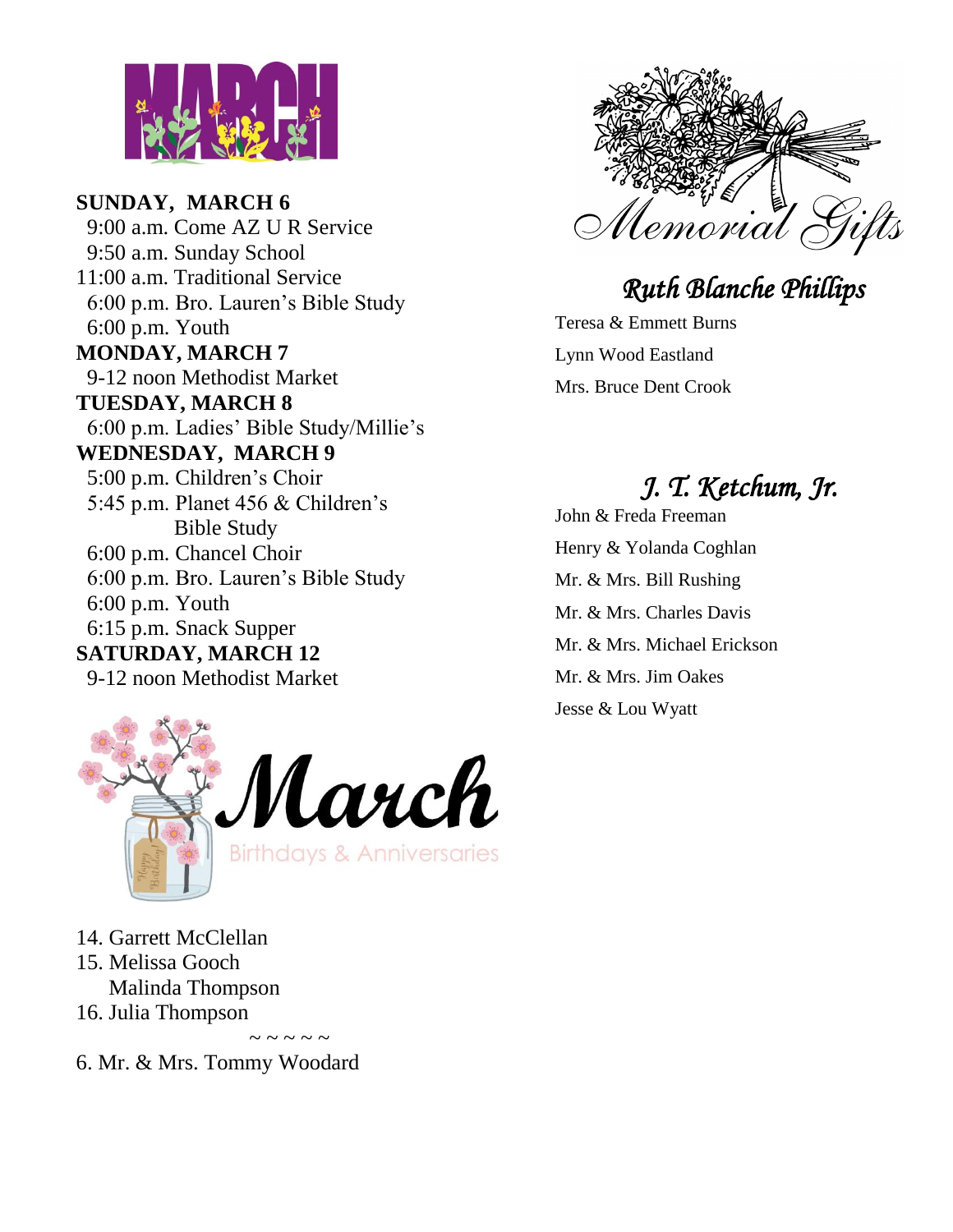# MARCH

**SUNDAY, MARCH 6**
9:00 a.m. Come AZ U R Service
9:50 a.m. Sunday School
11:00 a.m. Traditional Service
6:00 p.m. Bro. Lauren's Bible Study
6:00 p.m. Youth

**MONDAY, MARCH 7**
9-12 noon Methodist Market

**TUESDAY, MARCH 8**
6:00 p.m. Ladies' Bible Study/Millie's

**WEDNESDAY, MARCH 9**
5:00 p.m. Children's Choir
5:45 p.m. Planet 456 & Children's Bible Study
6:00 p.m. Chancel Choir
6:00 p.m. Bro. Lauren's Bible Study
6:00 p.m. Youth
6:15 p.m. Snack Supper

**SATURDAY, MARCH 12**
9-12 noon Methodist Market

## March

Birthdays & Anniversaries

14. Garrett McClellan
15. Melissa Gooch
    Malinda Thompson
16. Julia Thompson

~ ~ ~ ~ ~

6. Mr. & Mrs. Tommy Woodard

## Memorial Gifts

### *Ruth Blanche Phillips*

Teresa & Emmett Burns
Lynn Wood Eastland
Mrs. Bruce Dent Crook

### *J. T. Ketchum, Jr.*

John & Freda Freeman
Henry & Yolanda Coghlan
Mr. & Mrs. Bill Rushing
Mr. & Mrs. Charles Davis
Mr. & Mrs. Michael Erickson
Mr. & Mrs. Jim Oakes
Jesse & Lou Wyatt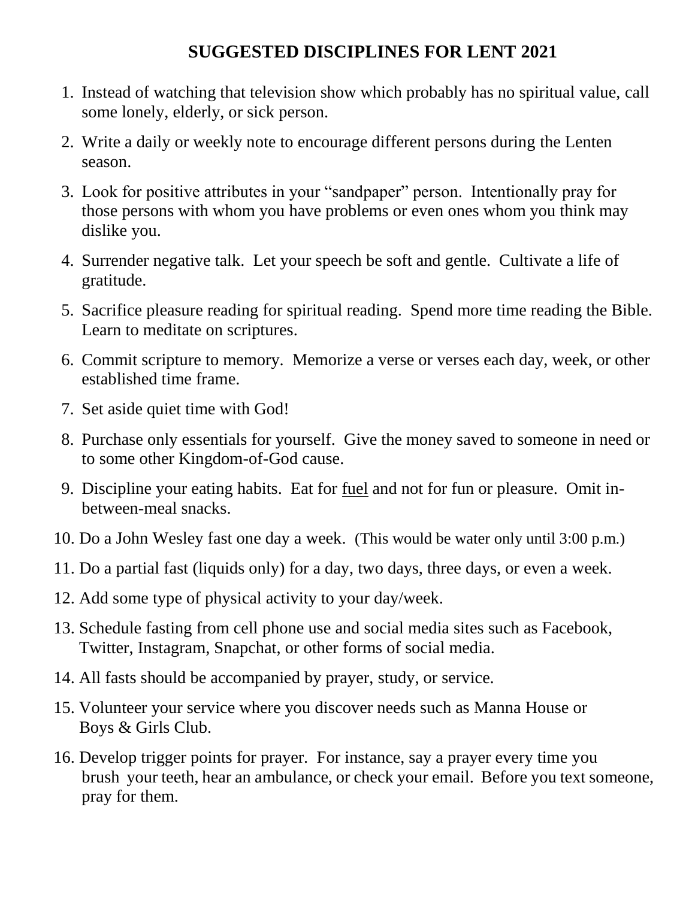# SUGGESTED DISCIPLINES FOR LENT 2021

1. Instead of watching that television show which probably has no spiritual value, call some lonely, elderly, or sick person.
2. Write a daily or weekly note to encourage different persons during the Lenten season.
3. Look for positive attributes in your "sandpaper" person. Intentionally pray for those persons with whom you have problems or even ones whom you think may dislike you.
4. Surrender negative talk. Let your speech be soft and gentle. Cultivate a life of gratitude.
5. Sacrifice pleasure reading for spiritual reading. Spend more time reading the Bible. Learn to meditate on scriptures.
6. Commit scripture to memory. Memorize a verse or verses each day, week, or other established time frame.
7. Set aside quiet time with God!
8. Purchase only essentials for yourself. Give the money saved to someone in need or to some other Kingdom-of-God cause.
9. Discipline your eating habits. Eat for <u>fuel</u> and not for fun or pleasure. Omit in-between-meal snacks.
10. Do a John Wesley fast one day a week. (This would be water only until 3:00 p.m.)
11. Do a partial fast (liquids only) for a day, two days, three days, or even a week.
12. Add some type of physical activity to your day/week.
13. Schedule fasting from cell phone use and social media sites such as Facebook, Twitter, Instagram, Snapchat, or other forms of social media.
14. All fasts should be accompanied by prayer, study, or service.
15. Volunteer your service where you discover needs such as Manna House or Boys & Girls Club.
16. Develop trigger points for prayer. For instance, say a prayer every time you brush your teeth, hear an ambulance, or check your email. Before you text someone, pray for them.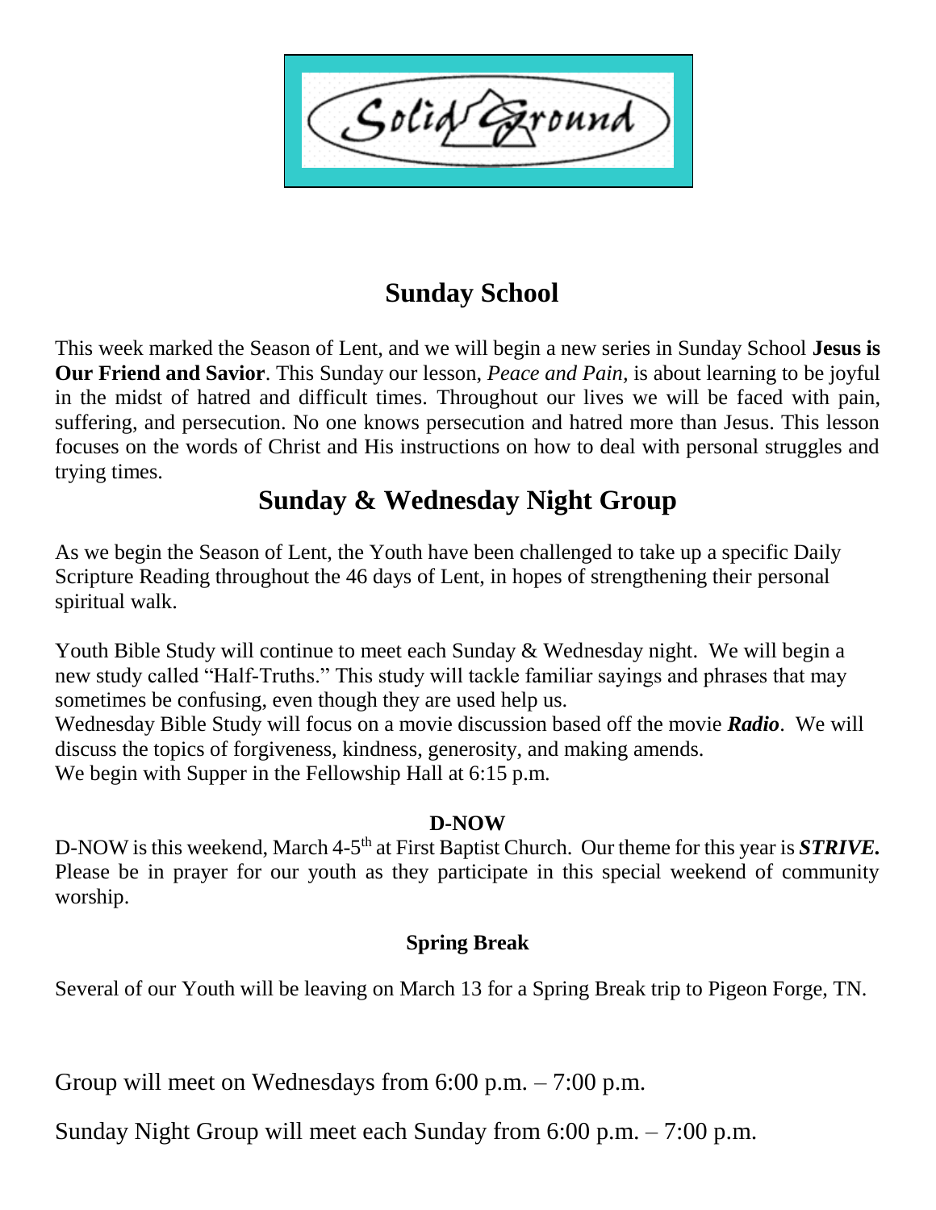Solid Ground

## Sunday School

This week marked the Season of Lent, and we will begin a new series in Sunday School **Jesus is Our Friend and Savior**. This Sunday our lesson, *Peace and Pain*, is about learning to be joyful in the midst of hatred and difficult times. Throughout our lives we will be faced with pain, suffering, and persecution. No one knows persecution and hatred more than Jesus. This lesson focuses on the words of Christ and His instructions on how to deal with personal struggles and trying times.

## Sunday & Wednesday Night Group

As we begin the Season of Lent, the Youth have been challenged to take up a specific Daily Scripture Reading throughout the 46 days of Lent, in hopes of strengthening their personal spiritual walk.

Youth Bible Study will continue to meet each Sunday & Wednesday night. We will begin a new study called "Half-Truths." This study will tackle familiar sayings and phrases that may sometimes be confusing, even though they are used help us.
Wednesday Bible Study will focus on a movie discussion based off the movie ***Radio***. We will discuss the topics of forgiveness, kindness, generosity, and making amends.
We begin with Supper in the Fellowship Hall at 6:15 p.m.

### D-NOW

D-NOW is this weekend, March 4-5th at First Baptist Church. Our theme for this year is ***STRIVE.*** Please be in prayer for our youth as they participate in this special weekend of community worship.

### Spring Break

Several of our Youth will be leaving on March 13 for a Spring Break trip to Pigeon Forge, TN.

Group will meet on Wednesdays from 6:00 p.m. – 7:00 p.m.

Sunday Night Group will meet each Sunday from 6:00 p.m. – 7:00 p.m.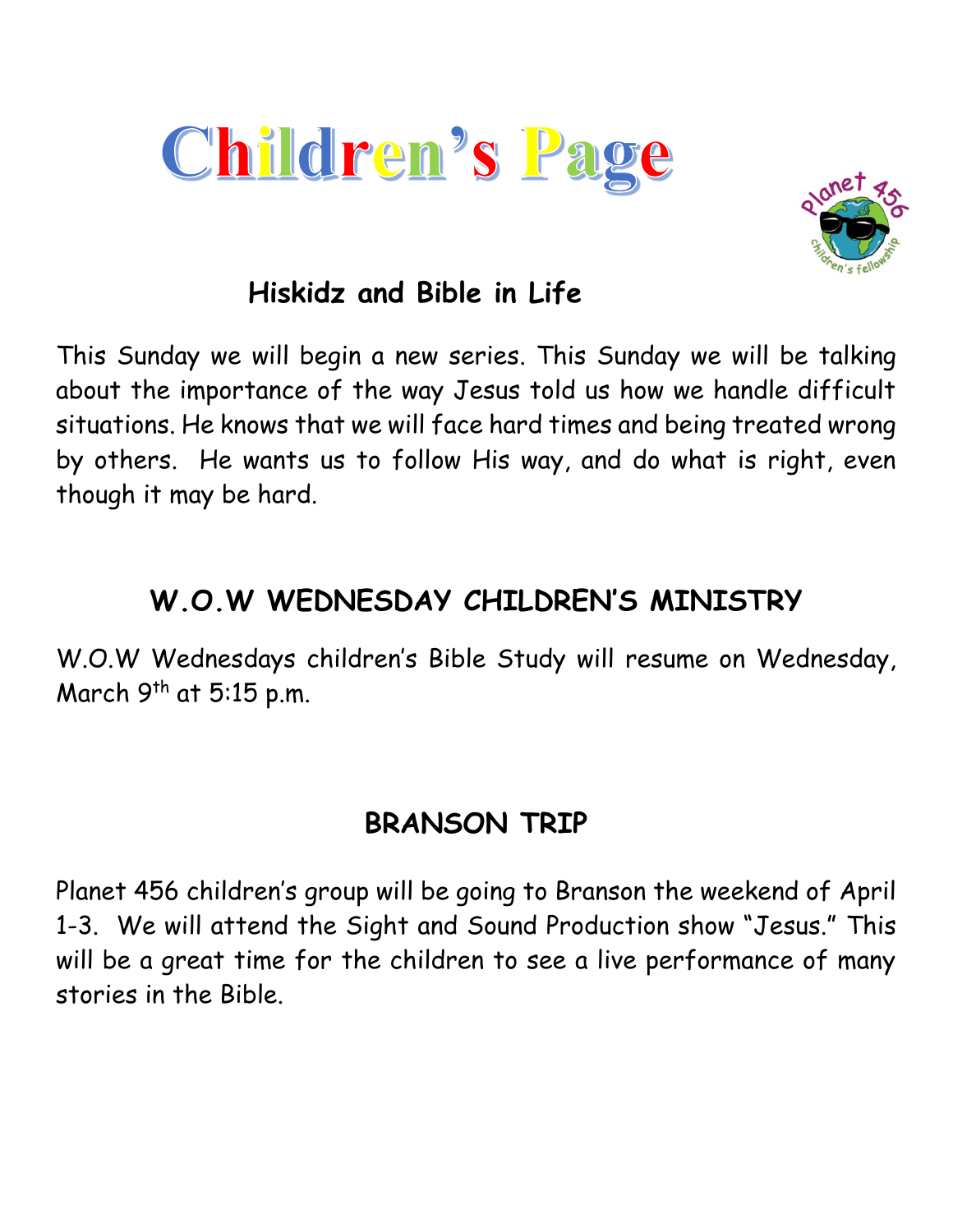# Children's Page

## Hiskidz and Bible in Life

This Sunday we will begin a new series. This Sunday we will be talking about the importance of the way Jesus told us how we handle difficult situations. He knows that we will face hard times and being treated wrong by others. He wants us to follow His way, and do what is right, even though it may be hard.

## W.O.W WEDNESDAY CHILDREN'S MINISTRY

W.O.W Wednesdays children's Bible Study will resume on Wednesday, March 9th at 5:15 p.m.

## BRANSON TRIP

Planet 456 children's group will be going to Branson the weekend of April 1-3. We will attend the Sight and Sound Production show "Jesus." This will be a great time for the children to see a live performance of many stories in the Bible.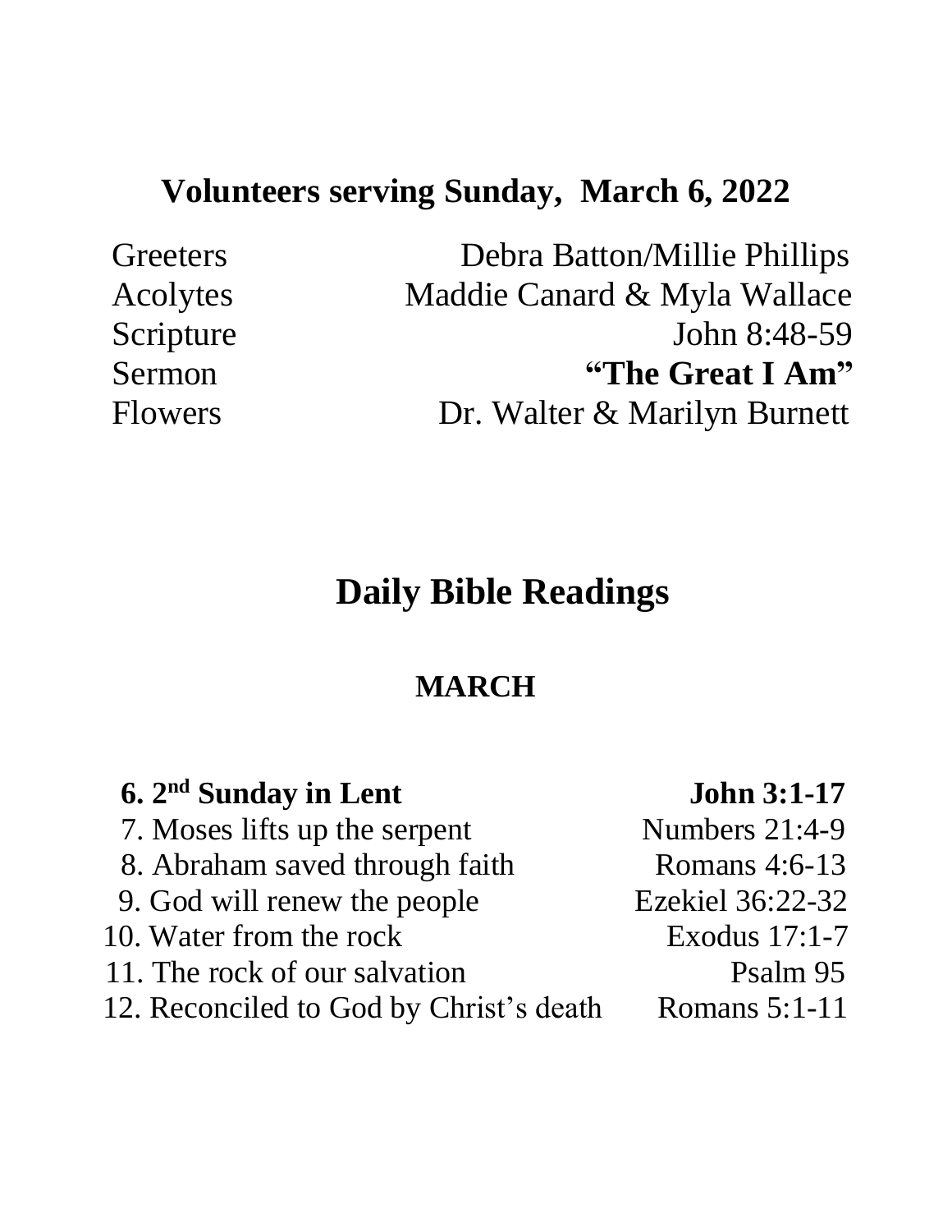## Volunteers serving Sunday, March 6, 2022

| | |
|---|---|
| Greeters | Debra Batton/Millie Phillips |
| Acolytes | Maddie Canard & Myla Wallace |
| Scripture | John 8:48-59 |
| Sermon | **"The Great I Am"** |
| Flowers | Dr. Walter & Marilyn Burnett |

# Daily Bible Readings

### MARCH

| | |
|---|---|
| **6. 2nd Sunday in Lent** | **John 3:1-17** |
| 7. Moses lifts up the serpent | Numbers 21:4-9 |
| 8. Abraham saved through faith | Romans 4:6-13 |
| 9. God will renew the people | Ezekiel 36:22-32 |
| 10. Water from the rock | Exodus 17:1-7 |
| 11. The rock of our salvation | Psalm 95 |
| 12. Reconciled to God by Christ's death | Romans 5:1-11 |